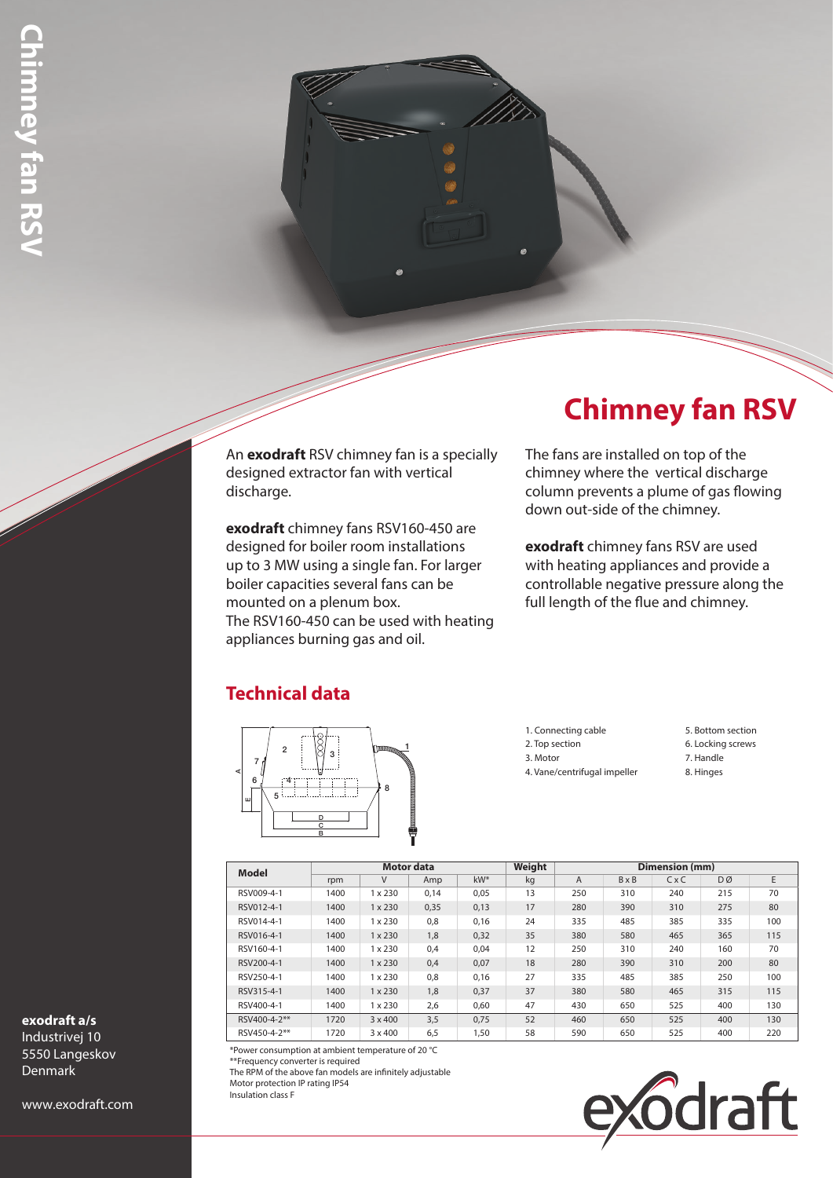# Chimney fan RSV

An **exodraft** RSV chimney fan is a specially designed extractor fan with vertical discharge.

**exodraft** chimney fans RSV160-450 are designed for boiler room installations up to 3 MW using a single fan. For larger boiler capacities several fans can be mounted on a plenum box.
The RSV160-450 can be used with heating appliances burning gas and oil.

The fans are installed on top of the chimney where the vertical discharge column prevents a plume of gas flowing down out-side of the chimney.

**exodraft** chimney fans RSV are used with heating appliances and provide a controllable negative pressure along the full length of the flue and chimney.

## Technical data

1. Connecting cable
2. Top section
3. Motor
4. Vane/centrifugal impeller
5. Bottom section
6. Locking screws
7. Handle
8. Hinges

| Model | Motor data | | | | Weight | Dimension (mm) | | | | |
|---|---|---|---|---|---|---|---|---|---|---|
| | rpm | V | Amp | kW* | kg | A | B x B | C x C | D Ø | E |
| RSV009-4-1 | 1400 | 1 x 230 | 0,14 | 0,05 | 13 | 250 | 310 | 240 | 215 | 70 |
| RSV012-4-1 | 1400 | 1 x 230 | 0,35 | 0,13 | 17 | 280 | 390 | 310 | 275 | 80 |
| RSV014-4-1 | 1400 | 1 x 230 | 0,8 | 0,16 | 24 | 335 | 485 | 385 | 335 | 100 |
| RSV016-4-1 | 1400 | 1 x 230 | 1,8 | 0,32 | 35 | 380 | 580 | 465 | 365 | 115 |
| RSV160-4-1 | 1400 | 1 x 230 | 0,4 | 0,04 | 12 | 250 | 310 | 240 | 160 | 70 |
| RSV200-4-1 | 1400 | 1 x 230 | 0,4 | 0,07 | 18 | 280 | 390 | 310 | 200 | 80 |
| RSV250-4-1 | 1400 | 1 x 230 | 0,8 | 0,16 | 27 | 335 | 485 | 385 | 250 | 100 |
| RSV315-4-1 | 1400 | 1 x 230 | 1,8 | 0,37 | 37 | 380 | 580 | 465 | 315 | 115 |
| RSV400-4-1 | 1400 | 1 x 230 | 2,6 | 0,60 | 47 | 430 | 650 | 525 | 400 | 130 |
| RSV400-4-2** | 1720 | 3 x 400 | 3,5 | 0,75 | 52 | 460 | 650 | 525 | 400 | 130 |
| RSV450-4-2** | 1720 | 3 x 400 | 6,5 | 1,50 | 58 | 590 | 650 | 525 | 400 | 220 |

*Power consumption at ambient temperature of 20 °C
**Frequency converter is required
The RPM of the above fan models are infinitely adjustable
Motor protection IP rating IP54
Insulation class F

**exodraft a/s**
Industrivej 10
5550 Langeskov
Denmark

www.exodraft.com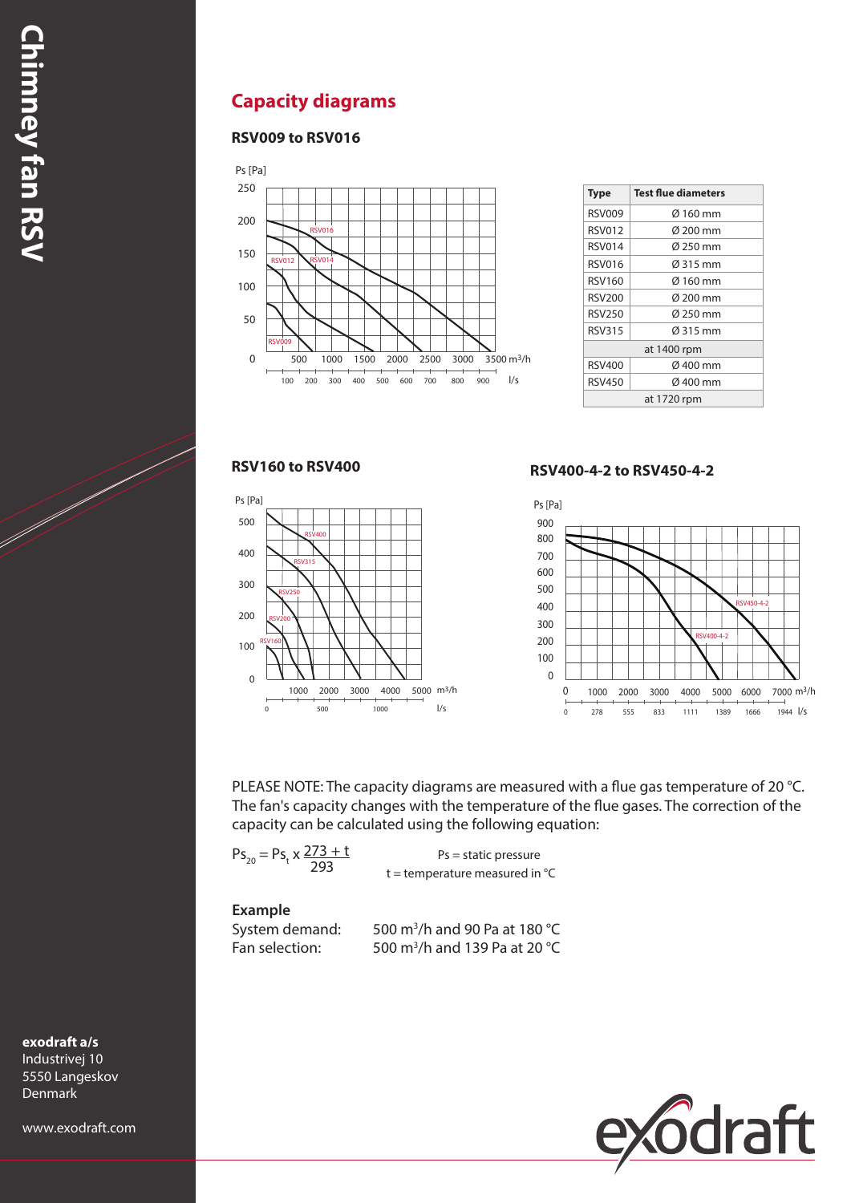## Capacity diagrams

### RSV009 to RSV016

| Type | Test flue diameters |
|---|---|
| RSV009 | Ø 160 mm |
| RSV012 | Ø 200 mm |
| RSV014 | Ø 250 mm |
| RSV016 | Ø 315 mm |
| RSV160 | Ø 160 mm |
| RSV200 | Ø 200 mm |
| RSV250 | Ø 250 mm |
| RSV315 | Ø 315 mm |
| at 1400 rpm | |
| RSV400 | Ø 400 mm |
| RSV450 | Ø 400 mm |
| at 1720 rpm | |

### RSV160 to RSV400

### RSV400-4-2 to RSV450-4-2

PLEASE NOTE: The capacity diagrams are measured with a flue gas temperature of 20 °C. The fan's capacity changes with the temperature of the flue gases. The correction of the capacity can be calculated using the following equation:

$$Ps_{20} = Ps_t \times \frac{273 + t}{293}$$

Ps = static pressure
t = temperature measured in °C

**Example**

System demand: 500 $m^3$/h and 90 Pa at 180 °C
Fan selection: 500 $m^3$/h and 139 Pa at 20 °C

**exodraft a/s**
Industrivej 10
5550 Langeskov
Denmark

www.exodraft.com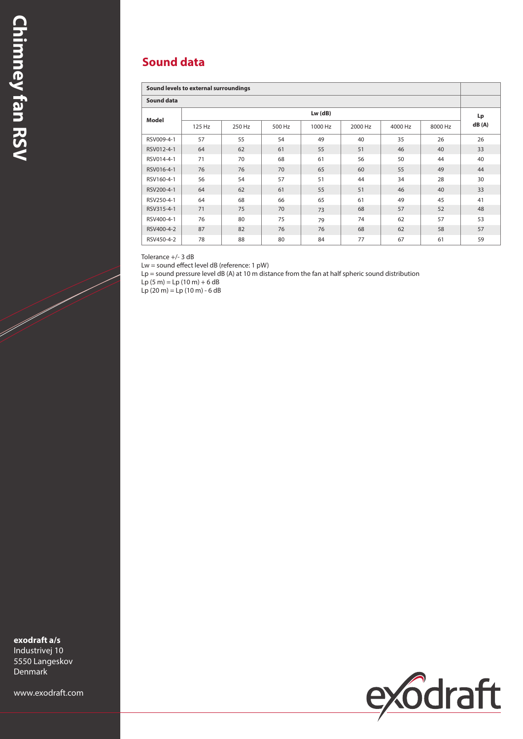## Sound data

| Sound levels to external surroundings | | | | | | | | |
|---|---|---|---|---|---|---|---|---|
| **Sound data** | | | | | | | | |
| **Model** | **Lw (dB)** | | | | | | | **Lp** |
| | 125 Hz | 250 Hz | 500 Hz | 1000 Hz | 2000 Hz | 4000 Hz | 8000 Hz | **dB (A)** |
| RSV009-4-1 | 57 | 55 | 54 | 49 | 40 | 35 | 26 | 26 |
| RSV012-4-1 | 64 | 62 | 61 | 55 | 51 | 46 | 40 | 33 |
| RSV014-4-1 | 71 | 70 | 68 | 61 | 56 | 50 | 44 | 40 |
| RSV016-4-1 | 76 | 76 | 70 | 65 | 60 | 55 | 49 | 44 |
| RSV160-4-1 | 56 | 54 | 57 | 51 | 44 | 34 | 28 | 30 |
| RSV200-4-1 | 64 | 62 | 61 | 55 | 51 | 46 | 40 | 33 |
| RSV250-4-1 | 64 | 68 | 66 | 65 | 61 | 49 | 45 | 41 |
| RSV315-4-1 | 71 | 75 | 70 | 73 | 68 | 57 | 52 | 48 |
| RSV400-4-1 | 76 | 80 | 75 | 79 | 74 | 62 | 57 | 53 |
| RSV400-4-2 | 87 | 82 | 76 | 76 | 68 | 62 | 58 | 57 |
| RSV450-4-2 | 78 | 88 | 80 | 84 | 77 | 67 | 61 | 59 |

Tolerance +/- 3 dB
Lw = sound effect level dB (reference: 1 pW)
Lp = sound pressure level dB (A) at 10 m distance from the fan at half spheric sound distribution
Lp (5 m) = Lp (10 m) + 6 dB
Lp (20 m) = Lp (10 m) - 6 dB

**exodraft a/s**
Industrivej 10
5550 Langeskov
Denmark

www.exodraft.com